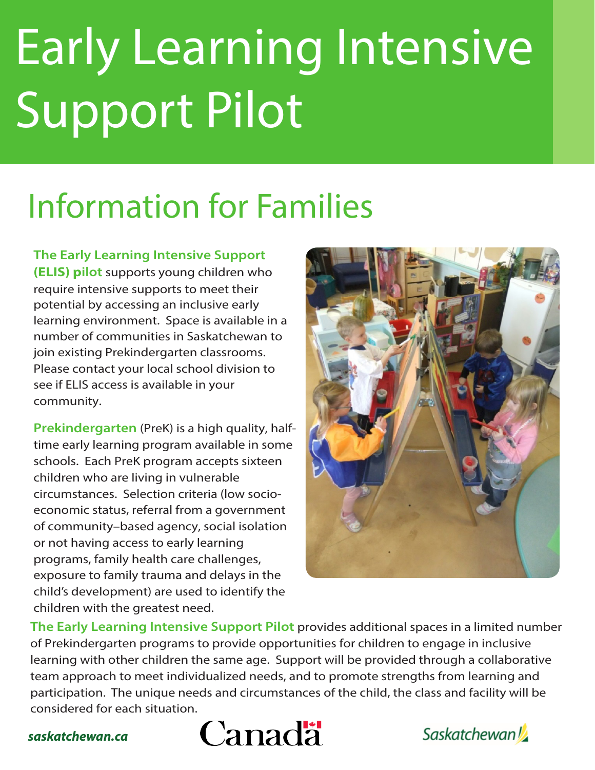# Early Learning Intensive Support Pilot

## Information for Families

**The Early Learning Intensive Support (ELIS) pilot** supports young children who require intensive supports to meet their potential by accessing an inclusive early learning environment. Space is available in a number of communities in Saskatchewan to join existing Prekindergarten classrooms. Please contact your local school division to see if ELIS access is available in your community.

**Prekindergarten** (PreK) is a high quality, half-time early learning program available in some schools. Each PreK program accepts sixteen children who are living in vulnerable circumstances. Selection criteria (low socio-economic status, referral from a government of community–based agency, social isolation or not having access to early learning programs, family health care challenges, exposure to family trauma and delays in the child's development) are used to identify the children with the greatest need.

**The Early Learning Intensive Support Pilot** provides additional spaces in a limited number of Prekindergarten programs to provide opportunities for children to engage in inclusive learning with other children the same age. Support will be provided through a collaborative team approach to meet individualized needs, and to promote strengths from learning and participation. The unique needs and circumstances of the child, the class and facility will be considered for each situation.

***saskatchewan.ca***

Canada

Saskatchewan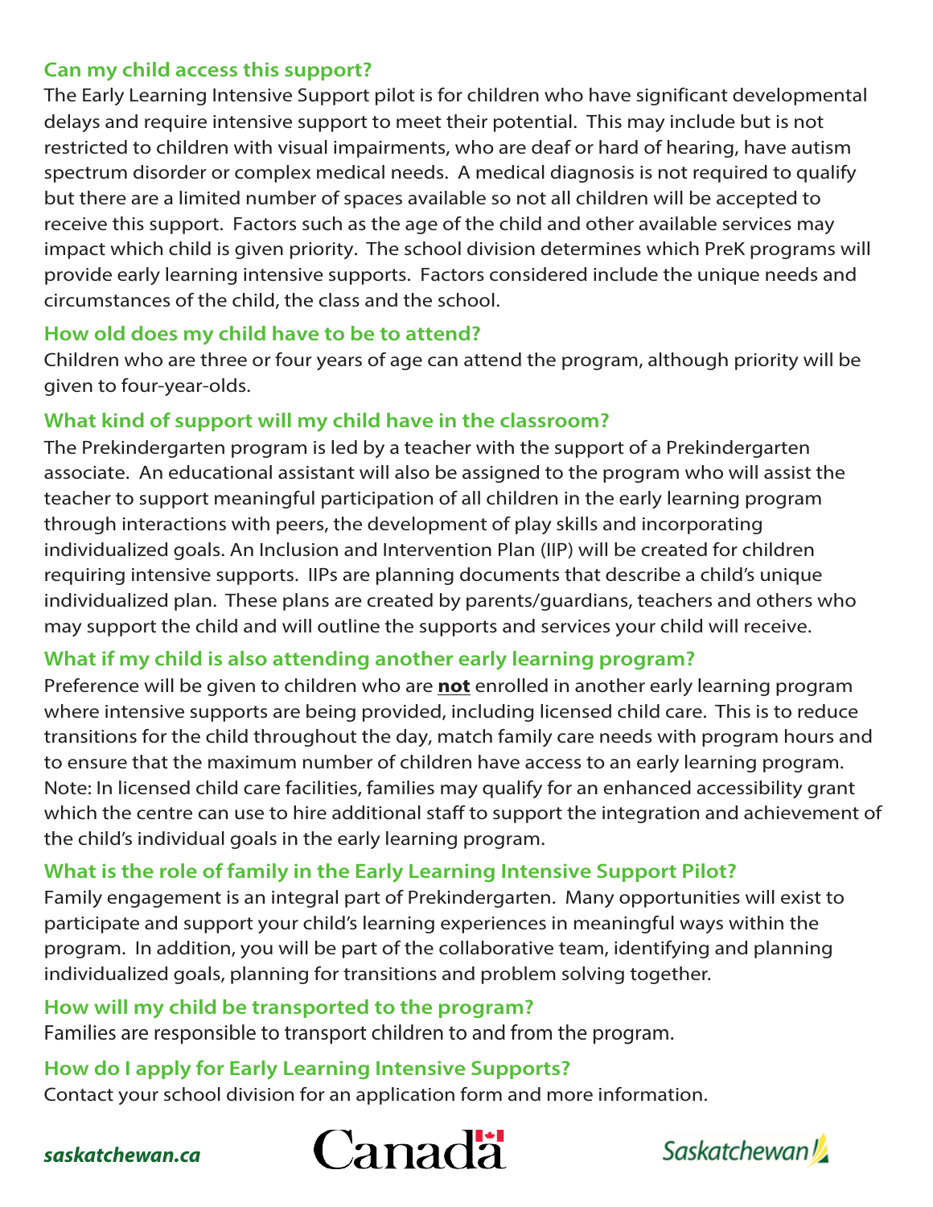## Can my child access this support?

The Early Learning Intensive Support pilot is for children who have significant developmental delays and require intensive support to meet their potential. This may include but is not restricted to children with visual impairments, who are deaf or hard of hearing, have autism spectrum disorder or complex medical needs. A medical diagnosis is not required to qualify but there are a limited number of spaces available so not all children will be accepted to receive this support. Factors such as the age of the child and other available services may impact which child is given priority. The school division determines which PreK programs will provide early learning intensive supports. Factors considered include the unique needs and circumstances of the child, the class and the school.

## How old does my child have to be to attend?

Children who are three or four years of age can attend the program, although priority will be given to four-year-olds.

## What kind of support will my child have in the classroom?

The Prekindergarten program is led by a teacher with the support of a Prekindergarten associate. An educational assistant will also be assigned to the program who will assist the teacher to support meaningful participation of all children in the early learning program through interactions with peers, the development of play skills and incorporating individualized goals. An Inclusion and Intervention Plan (IIP) will be created for children requiring intensive supports. IIPs are planning documents that describe a child's unique individualized plan. These plans are created by parents/guardians, teachers and others who may support the child and will outline the supports and services your child will receive.

## What if my child is also attending another early learning program?

Preference will be given to children who are **not** enrolled in another early learning program where intensive supports are being provided, including licensed child care. This is to reduce transitions for the child throughout the day, match family care needs with program hours and to ensure that the maximum number of children have access to an early learning program. Note: In licensed child care facilities, families may qualify for an enhanced accessibility grant which the centre can use to hire additional staff to support the integration and achievement of the child's individual goals in the early learning program.

## What is the role of family in the Early Learning Intensive Support Pilot?

Family engagement is an integral part of Prekindergarten. Many opportunities will exist to participate and support your child's learning experiences in meaningful ways within the program. In addition, you will be part of the collaborative team, identifying and planning individualized goals, planning for transitions and problem solving together.

## How will my child be transported to the program?

Families are responsible to transport children to and from the program.

## How do I apply for Early Learning Intensive Supports?

Contact your school division for an application form and more information.

***saskatchewan.ca***

Canada

Saskatchewan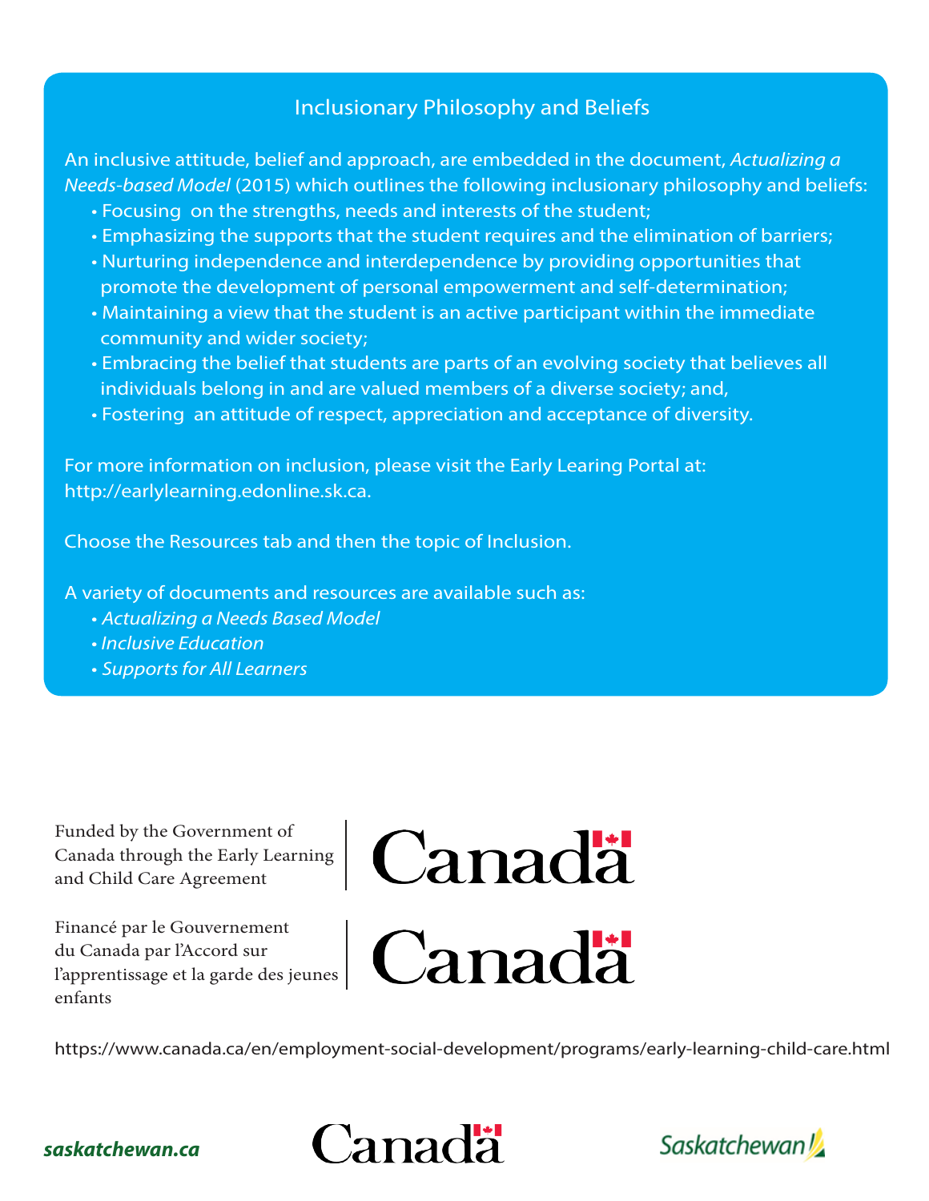## Inclusionary Philosophy and Beliefs

An inclusive attitude, belief and approach, are embedded in the document, *Actualizing a Needs-based Model* (2015) which outlines the following inclusionary philosophy and beliefs:

- Focusing on the strengths, needs and interests of the student;
- Emphasizing the supports that the student requires and the elimination of barriers;
- Nurturing independence and interdependence by providing opportunities that promote the development of personal empowerment and self-determination;
- Maintaining a view that the student is an active participant within the immediate community and wider society;
- Embracing the belief that students are parts of an evolving society that believes all individuals belong in and are valued members of a diverse society; and,
- Fostering an attitude of respect, appreciation and acceptance of diversity.

For more information on inclusion, please visit the Early Learing Portal at: http://earlylearning.edonline.sk.ca.

Choose the Resources tab and then the topic of Inclusion.

A variety of documents and resources are available such as:

- *Actualizing a Needs Based Model*
- *Inclusive Education*
- *Supports for All Learners*

Funded by the Government of Canada through the Early Learning and Child Care Agreement

Canada

Financé par le Gouvernement du Canada par l'Accord sur l'apprentissage et la garde des jeunes enfants

Canada

https://www.canada.ca/en/employment-social-development/programs/early-learning-child-care.html

saskatchewan.ca

Canada

Saskatchewan